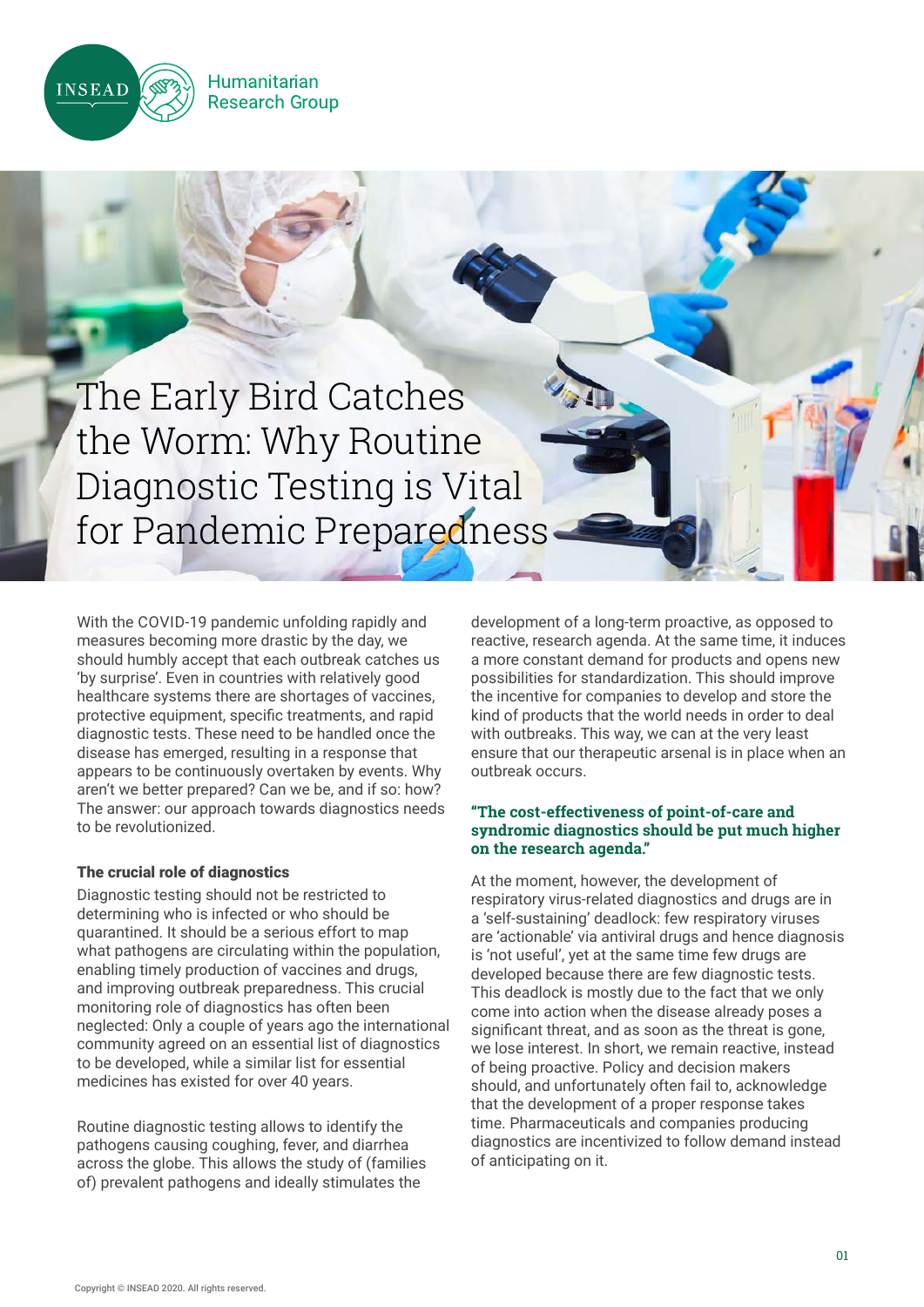Humanitarian Research Group

# The Early Bird Catches the Worm: Why Routine Diagnostic Testing is Vital for Pandemic Preparedness

With the COVID-19 pandemic unfolding rapidly and measures becoming more drastic by the day, we should humbly accept that each outbreak catches us 'by surprise'. Even in countries with relatively good healthcare systems there are shortages of vaccines, protective equipment, specific treatments, and rapid diagnostic tests. These need to be handled once the disease has emerged, resulting in a response that appears to be continuously overtaken by events. Why aren't we better prepared? Can we be, and if so: how? The answer: our approach towards diagnostics needs to be revolutionized.

### The crucial role of diagnostics

Diagnostic testing should not be restricted to determining who is infected or who should be quarantined. It should be a serious effort to map what pathogens are circulating within the population, enabling timely production of vaccines and drugs, and improving outbreak preparedness. This crucial monitoring role of diagnostics has often been neglected: Only a couple of years ago the international community agreed on an essential list of diagnostics to be developed, while a similar list for essential medicines has existed for over 40 years.

Routine diagnostic testing allows to identify the pathogens causing coughing, fever, and diarrhea across the globe. This allows the study of (families of) prevalent pathogens and ideally stimulates the development of a long-term proactive, as opposed to reactive, research agenda. At the same time, it induces a more constant demand for products and opens new possibilities for standardization. This should improve the incentive for companies to develop and store the kind of products that the world needs in order to deal with outbreaks. This way, we can at the very least ensure that our therapeutic arsenal is in place when an outbreak occurs.

**"The cost-effectiveness of point-of-care and syndromic diagnostics should be put much higher on the research agenda."**

At the moment, however, the development of respiratory virus-related diagnostics and drugs are in a 'self-sustaining' deadlock: few respiratory viruses are 'actionable' via antiviral drugs and hence diagnosis is 'not useful', yet at the same time few drugs are developed because there are few diagnostic tests. This deadlock is mostly due to the fact that we only come into action when the disease already poses a significant threat, and as soon as the threat is gone, we lose interest. In short, we remain reactive, instead of being proactive. Policy and decision makers should, and unfortunately often fail to, acknowledge that the development of a proper response takes time. Pharmaceuticals and companies producing diagnostics are incentivized to follow demand instead of anticipating on it.

Copyright © INSEAD 2020. All rights reserved.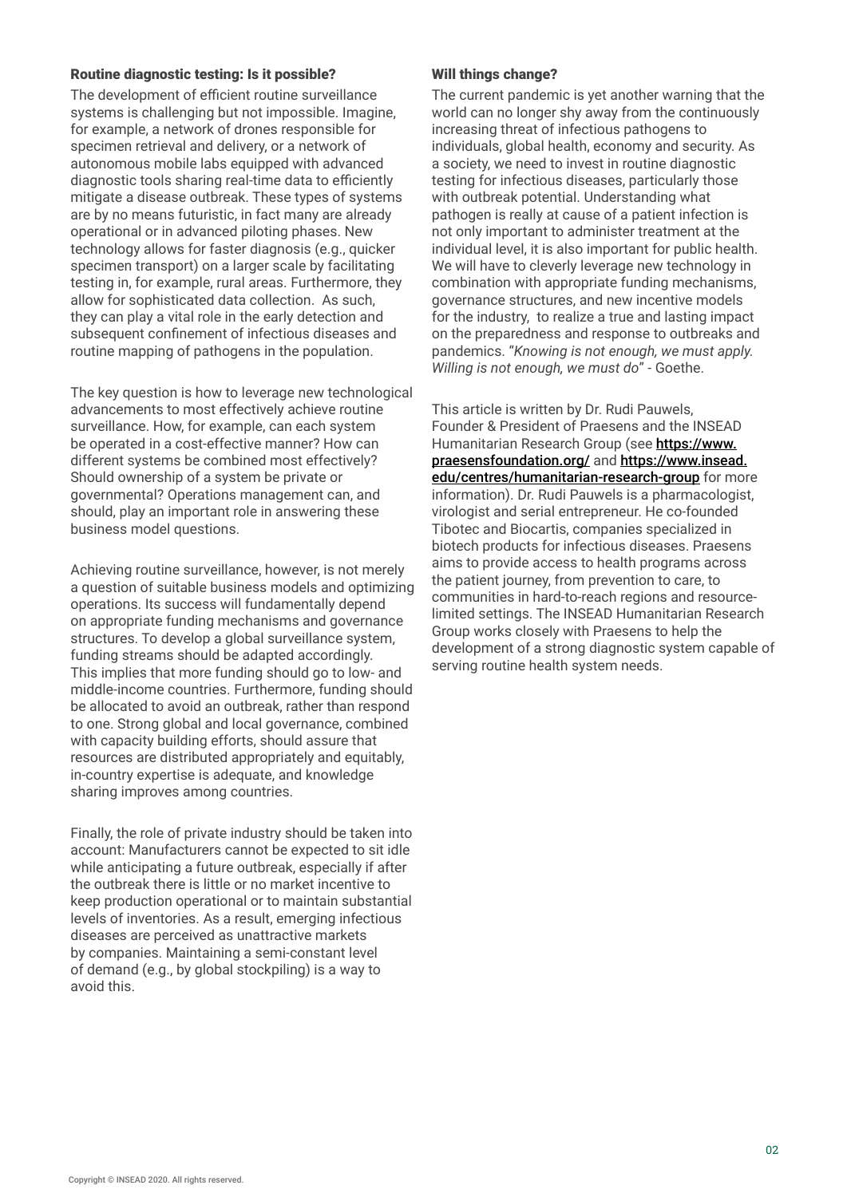### Routine diagnostic testing: Is it possible?

The development of efficient routine surveillance systems is challenging but not impossible. Imagine, for example, a network of drones responsible for specimen retrieval and delivery, or a network of autonomous mobile labs equipped with advanced diagnostic tools sharing real-time data to efficiently mitigate a disease outbreak. These types of systems are by no means futuristic, in fact many are already operational or in advanced piloting phases. New technology allows for faster diagnosis (e.g., quicker specimen transport) on a larger scale by facilitating testing in, for example, rural areas. Furthermore, they allow for sophisticated data collection. As such, they can play a vital role in the early detection and subsequent confinement of infectious diseases and routine mapping of pathogens in the population.

The key question is how to leverage new technological advancements to most effectively achieve routine surveillance. How, for example, can each system be operated in a cost-effective manner? How can different systems be combined most effectively? Should ownership of a system be private or governmental? Operations management can, and should, play an important role in answering these business model questions.

Achieving routine surveillance, however, is not merely a question of suitable business models and optimizing operations. Its success will fundamentally depend on appropriate funding mechanisms and governance structures. To develop a global surveillance system, funding streams should be adapted accordingly. This implies that more funding should go to low- and middle-income countries. Furthermore, funding should be allocated to avoid an outbreak, rather than respond to one. Strong global and local governance, combined with capacity building efforts, should assure that resources are distributed appropriately and equitably, in-country expertise is adequate, and knowledge sharing improves among countries.

Finally, the role of private industry should be taken into account: Manufacturers cannot be expected to sit idle while anticipating a future outbreak, especially if after the outbreak there is little or no market incentive to keep production operational or to maintain substantial levels of inventories. As a result, emerging infectious diseases are perceived as unattractive markets by companies. Maintaining a semi-constant level of demand (e.g., by global stockpiling) is a way to avoid this.

### Will things change?

The current pandemic is yet another warning that the world can no longer shy away from the continuously increasing threat of infectious pathogens to individuals, global health, economy and security. As a society, we need to invest in routine diagnostic testing for infectious diseases, particularly those with outbreak potential. Understanding what pathogen is really at cause of a patient infection is not only important to administer treatment at the individual level, it is also important for public health. We will have to cleverly leverage new technology in combination with appropriate funding mechanisms, governance structures, and new incentive models for the industry, to realize a true and lasting impact on the preparedness and response to outbreaks and pandemics. "*Knowing is not enough, we must apply. Willing is not enough, we must do*" - Goethe.

This article is written by Dr. Rudi Pauwels, Founder & President of Praesens and the INSEAD Humanitarian Research Group (see **https://www.praesensfoundation.org/** and **https://www.insead.edu/centres/humanitarian-research-group** for more information). Dr. Rudi Pauwels is a pharmacologist, virologist and serial entrepreneur. He co-founded Tibotec and Biocartis, companies specialized in biotech products for infectious diseases. Praesens aims to provide access to health programs across the patient journey, from prevention to care, to communities in hard-to-reach regions and resource-limited settings. The INSEAD Humanitarian Research Group works closely with Praesens to help the development of a strong diagnostic system capable of serving routine health system needs.

Copyright © INSEAD 2020. All rights reserved.